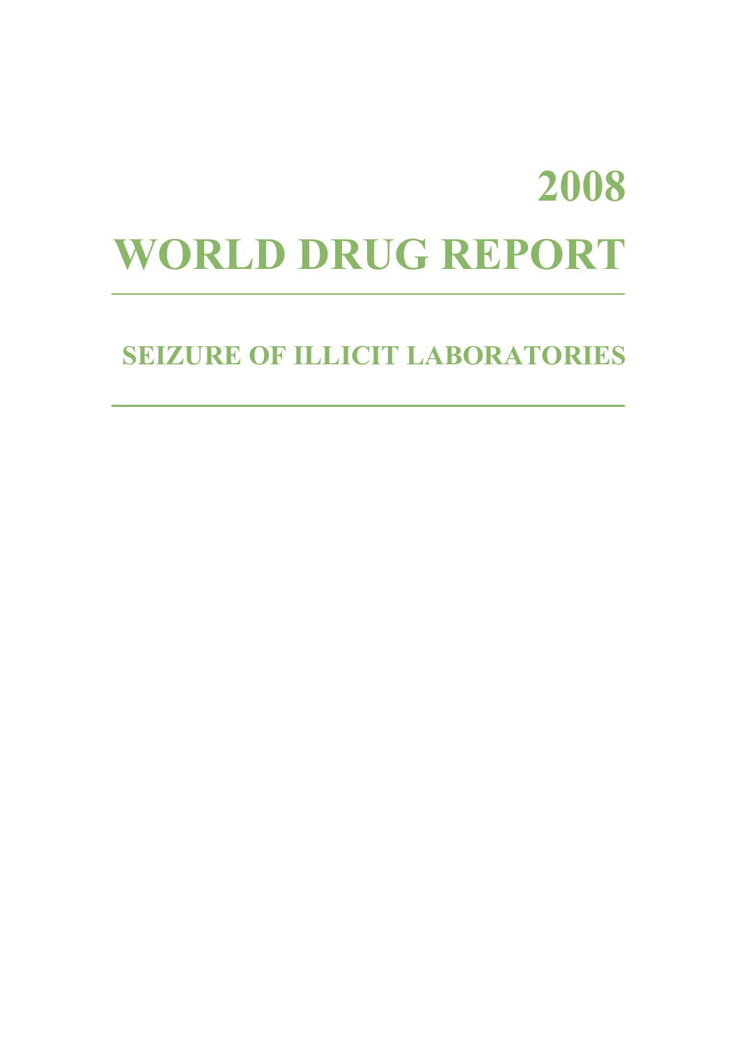# 2008

# WORLD DRUG REPORT

---

## SEIZURE OF ILLICIT LABORATORIES

---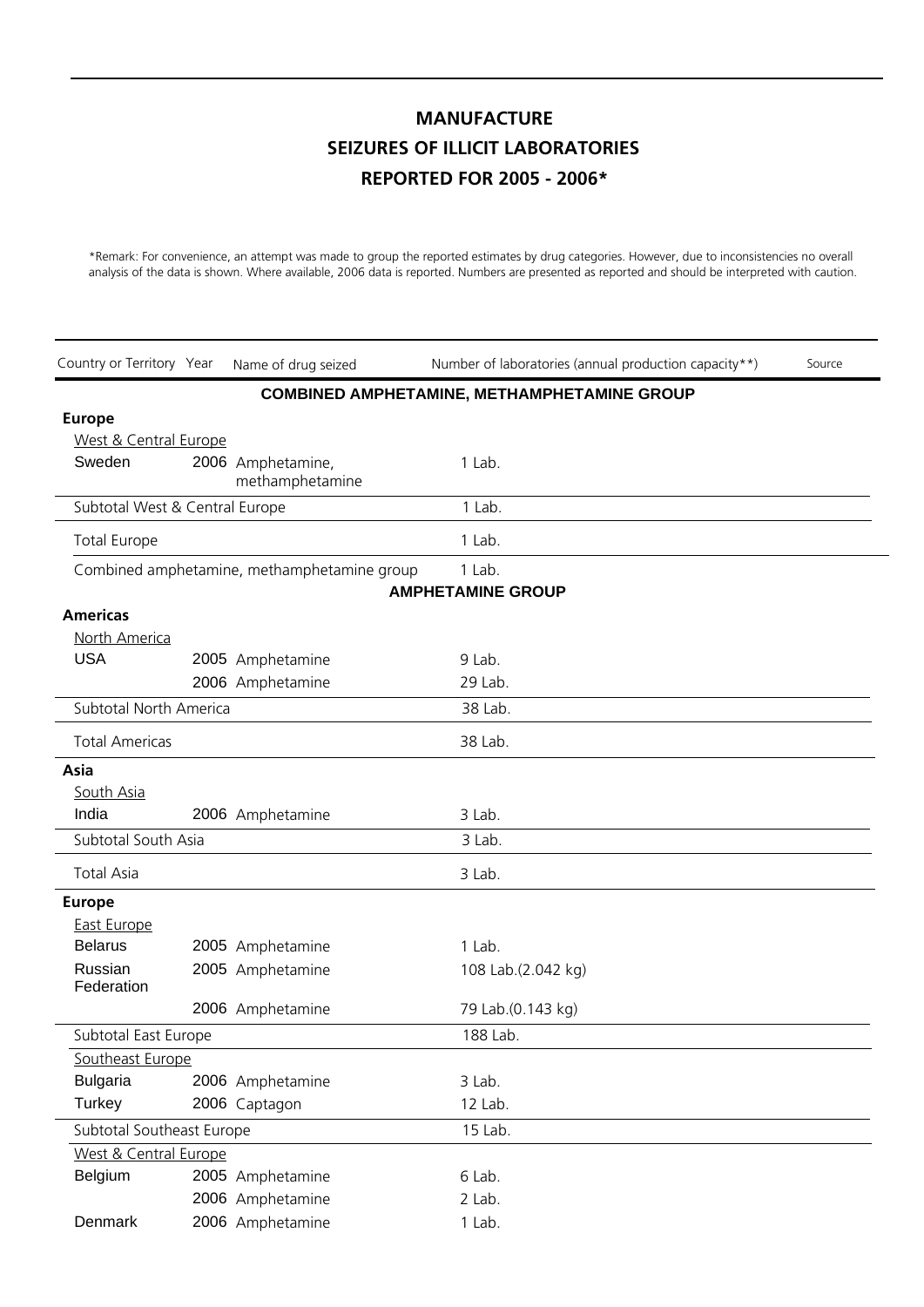# MANUFACTURE
## SEIZURES OF ILLICIT LABORATORIES
## REPORTED FOR 2005 - 2006*

*Remark: For convenience, an attempt was made to group the reported estimates by drug categories. However, due to inconsistencies no overall analysis of the data is shown. Where available, 2006 data is reported. Numbers are presented as reported and should be interpreted with caution.

| Country or Territory | Year | Name of drug seized | Number of laboratories (annual production capacity**) | Source |
|---|---|---|---|---|
| | | **COMBINED AMPHETAMINE, METHAMPHETAMINE GROUP** | | |
| **Europe** | | | | |
| West & Central Europe | | | | |
| Sweden | 2006 | Amphetamine, methamphetamine | 1 Lab. | |
| Subtotal West & Central Europe | | | 1 Lab. | |
| Total Europe | | | 1 Lab. | |
| Combined amphetamine, methamphetamine group | | | 1 Lab. | |
| | | **AMPHETAMINE GROUP** | | |
| **Americas** | | | | |
| North America | | | | |
| USA | 2005 | Amphetamine | 9 Lab. | |
| | 2006 | Amphetamine | 29 Lab. | |
| Subtotal North America | | | 38 Lab. | |
| Total Americas | | | 38 Lab. | |
| **Asia** | | | | |
| South Asia | | | | |
| India | 2006 | Amphetamine | 3 Lab. | |
| Subtotal South Asia | | | 3 Lab. | |
| Total Asia | | | 3 Lab. | |
| **Europe** | | | | |
| East Europe | | | | |
| Belarus | 2005 | Amphetamine | 1 Lab. | |
| Russian Federation | 2005 | Amphetamine | 108 Lab.(2.042 kg) | |
| | 2006 | Amphetamine | 79 Lab.(0.143 kg) | |
| Subtotal East Europe | | | 188 Lab. | |
| Southeast Europe | | | | |
| Bulgaria | 2006 | Amphetamine | 3 Lab. | |
| Turkey | 2006 | Captagon | 12 Lab. | |
| Subtotal Southeast Europe | | | 15 Lab. | |
| West & Central Europe | | | | |
| Belgium | 2005 | Amphetamine | 6 Lab. | |
| | 2006 | Amphetamine | 2 Lab. | |
| Denmark | 2006 | Amphetamine | 1 Lab. | |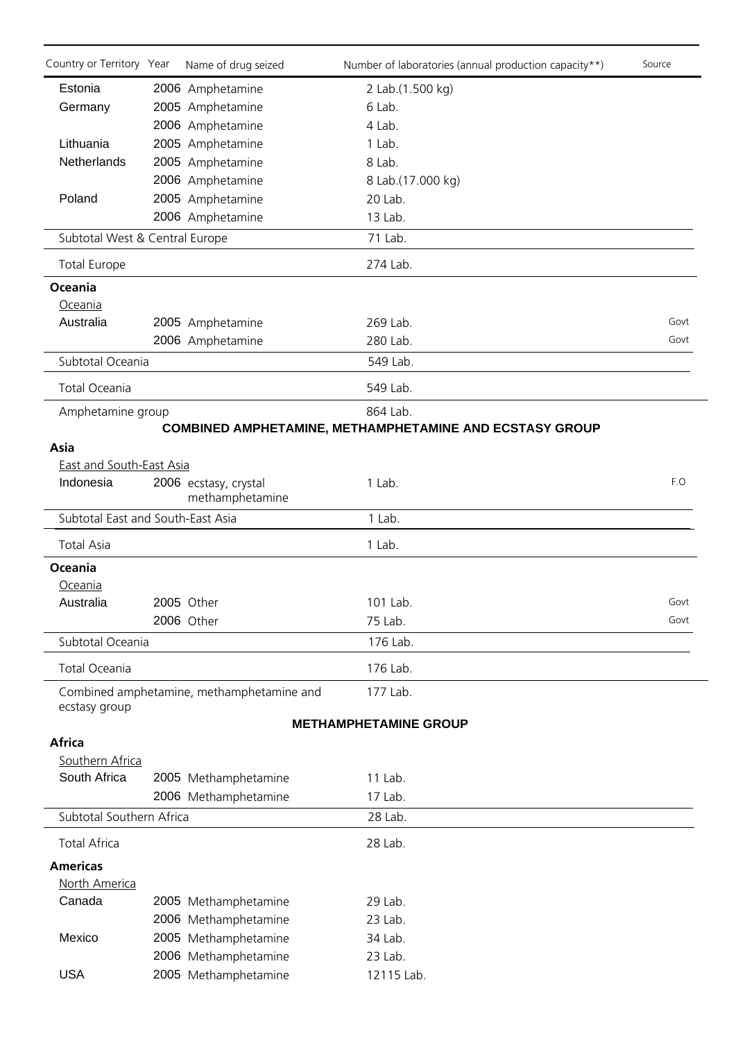| Country or Territory | Year | Name of drug seized | Number of laboratories (annual production capacity**) | Source |
|---|---|---|---|---|
| Estonia | 2006 | Amphetamine | 2 Lab.(1.500 kg) | |
| Germany | 2005 | Amphetamine | 6 Lab. | |
| | 2006 | Amphetamine | 4 Lab. | |
| Lithuania | 2005 | Amphetamine | 1 Lab. | |
| Netherlands | 2005 | Amphetamine | 8 Lab. | |
| | 2006 | Amphetamine | 8 Lab.(17.000 kg) | |
| Poland | 2005 | Amphetamine | 20 Lab. | |
| | 2006 | Amphetamine | 13 Lab. | |
| Subtotal West & Central Europe | | | 71 Lab. | |
| Total Europe | | | 274 Lab. | |
| **Oceania** | | | | |
| Oceania | | | | |
| Australia | 2005 | Amphetamine | 269 Lab. | Govt |
| | 2006 | Amphetamine | 280 Lab. | Govt |
| Subtotal Oceania | | | 549 Lab. | |
| Total Oceania | | | 549 Lab. | |
| Amphetamine group | | | 864 Lab. | |
| | | **COMBINED AMPHETAMINE, METHAMPHETAMINE AND ECSTASY GROUP** | | |
| **Asia** | | | | |
| East and South-East Asia | | | | |
| Indonesia | 2006 | ecstasy, crystal methamphetamine | 1 Lab. | F.O |
| Subtotal East and South-East Asia | | | 1 Lab. | |
| Total Asia | | | 1 Lab. | |
| **Oceania** | | | | |
| Oceania | | | | |
| Australia | 2005 | Other | 101 Lab. | Govt |
| | 2006 | Other | 75 Lab. | Govt |
| Subtotal Oceania | | | 176 Lab. | |
| Total Oceania | | | 176 Lab. | |
| Combined amphetamine, methamphetamine and ecstasy group | | | 177 Lab. | |
| | | **METHAMPHETAMINE GROUP** | | |
| **Africa** | | | | |
| Southern Africa | | | | |
| South Africa | 2005 | Methamphetamine | 11 Lab. | |
| | 2006 | Methamphetamine | 17 Lab. | |
| Subtotal Southern Africa | | | 28 Lab. | |
| Total Africa | | | 28 Lab. | |
| **Americas** | | | | |
| North America | | | | |
| Canada | 2005 | Methamphetamine | 29 Lab. | |
| | 2006 | Methamphetamine | 23 Lab. | |
| Mexico | 2005 | Methamphetamine | 34 Lab. | |
| | 2006 | Methamphetamine | 23 Lab. | |
| USA | 2005 | Methamphetamine | 12115 Lab. | |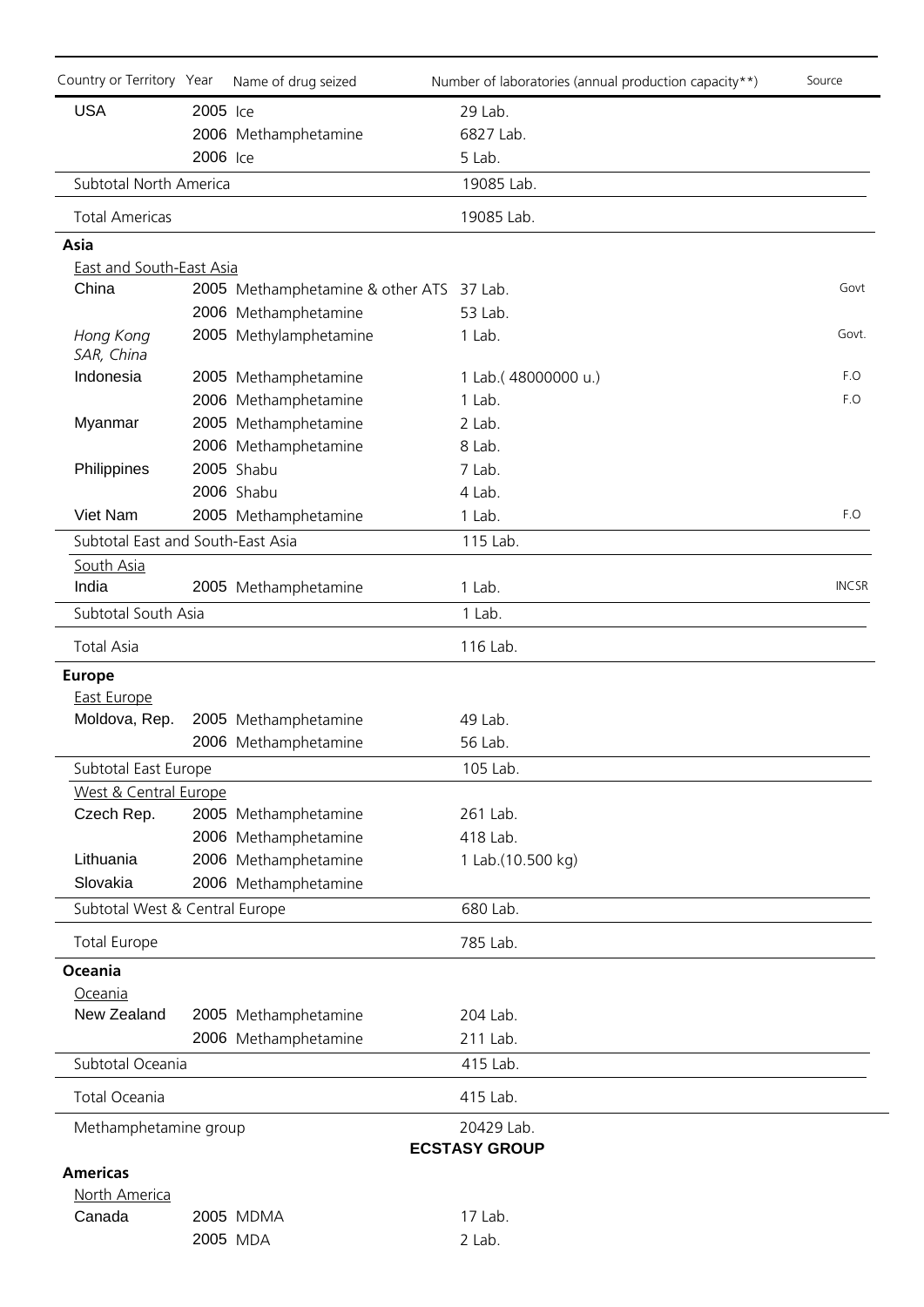| Country or Territory | Year | Name of drug seized | Number of laboratories (annual production capacity**) | Source |
|---|---|---|---|---|
| USA | 2005 | Ice | 29 Lab. | |
| | 2006 | Methamphetamine | 6827 Lab. | |
| | 2006 | Ice | 5 Lab. | |
| Subtotal North America | | | 19085 Lab. | |
| Total Americas | | | 19085 Lab. | |
| **Asia** | | | | |
| East and South-East Asia | | | | |
| China | 2005 | Methamphetamine & other ATS | 37 Lab. | Govt |
| | 2006 | Methamphetamine | 53 Lab. | |
| *Hong Kong SAR, China* | 2005 | Methylamphetamine | 1 Lab. | Govt. |
| Indonesia | 2005 | Methamphetamine | 1 Lab.( 48000000 u.) | F.O |
| | 2006 | Methamphetamine | 1 Lab. | F.O |
| Myanmar | 2005 | Methamphetamine | 2 Lab. | |
| | 2006 | Methamphetamine | 8 Lab. | |
| Philippines | 2005 | Shabu | 7 Lab. | |
| | 2006 | Shabu | 4 Lab. | |
| Viet Nam | 2005 | Methamphetamine | 1 Lab. | F.O |
| Subtotal East and South-East Asia | | | 115 Lab. | |
| South Asia | | | | |
| India | 2005 | Methamphetamine | 1 Lab. | INCSR |
| Subtotal South Asia | | | 1 Lab. | |
| Total Asia | | | 116 Lab. | |
| **Europe** | | | | |
| East Europe | | | | |
| Moldova, Rep. | 2005 | Methamphetamine | 49 Lab. | |
| | 2006 | Methamphetamine | 56 Lab. | |
| Subtotal East Europe | | | 105 Lab. | |
| West & Central Europe | | | | |
| Czech Rep. | 2005 | Methamphetamine | 261 Lab. | |
| | 2006 | Methamphetamine | 418 Lab. | |
| Lithuania | 2006 | Methamphetamine | 1 Lab.(10.500 kg) | |
| Slovakia | 2006 | Methamphetamine | | |
| Subtotal West & Central Europe | | | 680 Lab. | |
| Total Europe | | | 785 Lab. | |
| **Oceania** | | | | |
| Oceania | | | | |
| New Zealand | 2005 | Methamphetamine | 204 Lab. | |
| | 2006 | Methamphetamine | 211 Lab. | |
| Subtotal Oceania | | | 415 Lab. | |
| Total Oceania | | | 415 Lab. | |
| Methamphetamine group | | | 20429 Lab. | |

**ECSTASY GROUP**

| Country or Territory | Year | Name of drug seized | Number of laboratories (annual production capacity**) | Source |
|---|---|---|---|---|
| **Americas** | | | | |
| North America | | | | |
| Canada | 2005 | MDMA | 17 Lab. | |
| | 2005 | MDA | 2 Lab. | |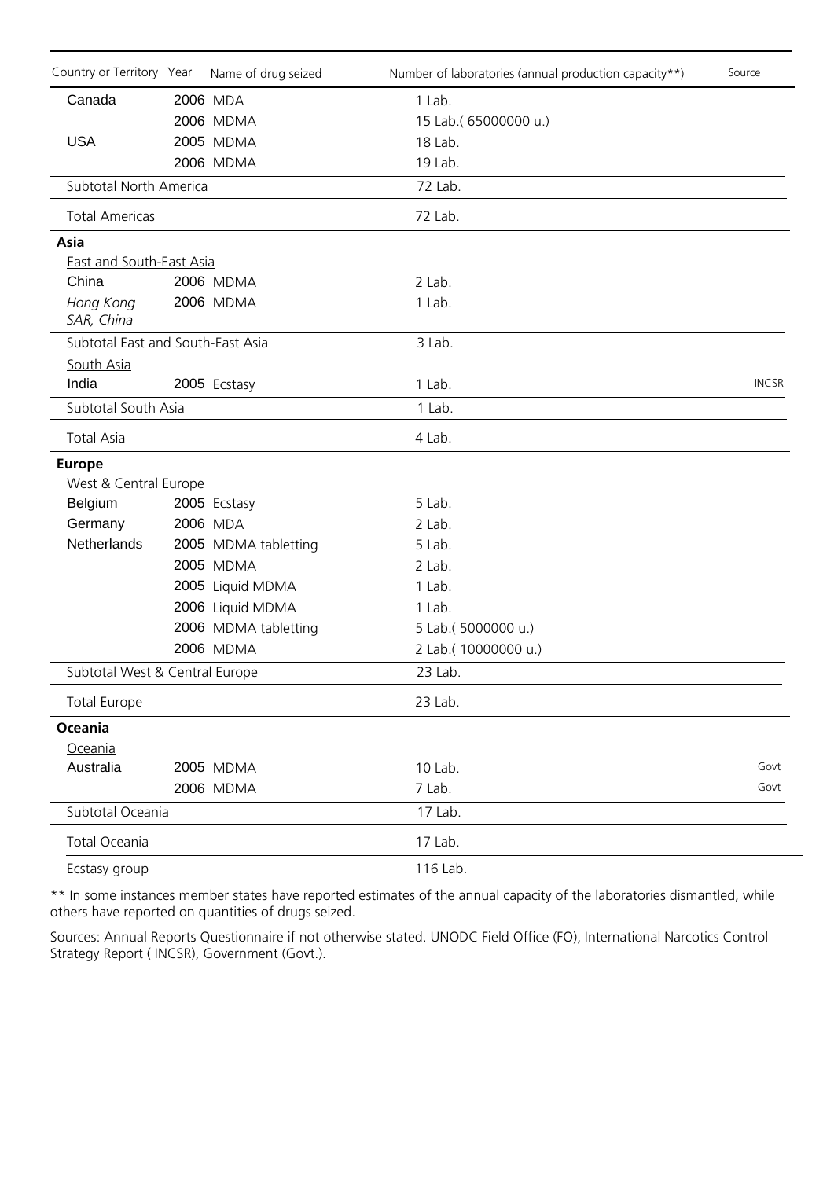| Country or Territory | Year | Name of drug seized | Number of laboratories (annual production capacity**) | Source |
|---|---|---|---|---|
| Canada | 2006 | MDA | 1 Lab. | |
| | 2006 | MDMA | 15 Lab.( 65000000 u.) | |
| USA | 2005 | MDMA | 18 Lab. | |
| | 2006 | MDMA | 19 Lab. | |
| Subtotal North America | | | 72 Lab. | |
| Total Americas | | | 72 Lab. | |
| **Asia** | | | | |
| East and South-East Asia | | | | |
| China | 2006 | MDMA | 2 Lab. | |
| *Hong Kong SAR, China* | 2006 | MDMA | 1 Lab. | |
| Subtotal East and South-East Asia | | | 3 Lab. | |
| South Asia | | | | |
| India | 2005 | Ecstasy | 1 Lab. | INCSR |
| Subtotal South Asia | | | 1 Lab. | |
| Total Asia | | | 4 Lab. | |
| **Europe** | | | | |
| West & Central Europe | | | | |
| Belgium | 2005 | Ecstasy | 5 Lab. | |
| Germany | 2006 | MDA | 2 Lab. | |
| Netherlands | 2005 | MDMA tabletting | 5 Lab. | |
| | 2005 | MDMA | 2 Lab. | |
| | 2005 | Liquid MDMA | 1 Lab. | |
| | 2006 | Liquid MDMA | 1 Lab. | |
| | 2006 | MDMA tabletting | 5 Lab.( 5000000 u.) | |
| | 2006 | MDMA | 2 Lab.( 10000000 u.) | |
| Subtotal West & Central Europe | | | 23 Lab. | |
| Total Europe | | | 23 Lab. | |
| **Oceania** | | | | |
| Oceania | | | | |
| Australia | 2005 | MDMA | 10 Lab. | Govt |
| | 2006 | MDMA | 7 Lab. | Govt |
| Subtotal Oceania | | | 17 Lab. | |
| Total Oceania | | | 17 Lab. | |
| Ecstasy group | | | 116 Lab. | |

** In some instances member states have reported estimates of the annual capacity of the laboratories dismantled, while others have reported on quantities of drugs seized.

Sources: Annual Reports Questionnaire if not otherwise stated. UNODC Field Office (FO), International Narcotics Control Strategy Report ( INCSR), Government (Govt.).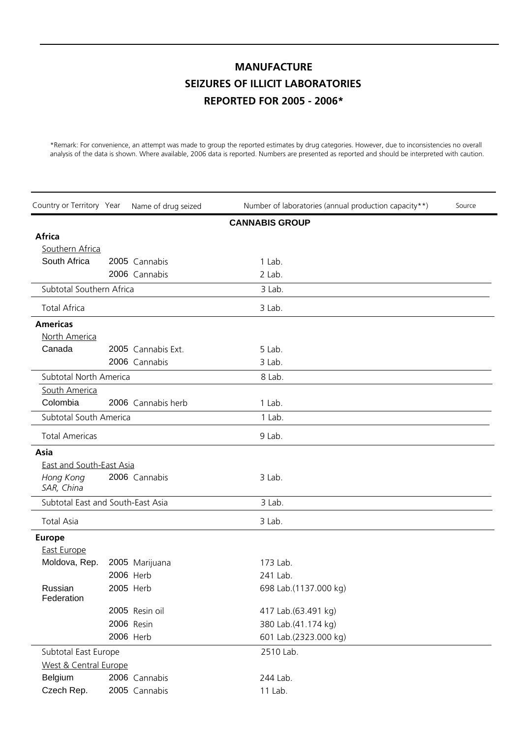# MANUFACTURE
## SEIZURES OF ILLICIT LABORATORIES
## REPORTED FOR 2005 - 2006*

*Remark: For convenience, an attempt was made to group the reported estimates by drug categories. However, due to inconsistencies no overall analysis of the data is shown. Where available, 2006 data is reported. Numbers are presented as reported and should be interpreted with caution.

| Country or Territory | Year | Name of drug seized | Number of laboratories (annual production capacity**) | Source |
|---|---|---|---|---|
| | | **CANNABIS GROUP** | | |
| **Africa** | | | | |
| Southern Africa | | | | |
| South Africa | 2005 | Cannabis | 1 Lab. | |
| | 2006 | Cannabis | 2 Lab. | |
| Subtotal Southern Africa | | | 3 Lab. | |
| Total Africa | | | 3 Lab. | |
| **Americas** | | | | |
| North America | | | | |
| Canada | 2005 | Cannabis Ext. | 5 Lab. | |
| | 2006 | Cannabis | 3 Lab. | |
| Subtotal North America | | | 8 Lab. | |
| South America | | | | |
| Colombia | 2006 | Cannabis herb | 1 Lab. | |
| Subtotal South America | | | 1 Lab. | |
| Total Americas | | | 9 Lab. | |
| **Asia** | | | | |
| East and South-East Asia | | | | |
| *Hong Kong SAR, China* | 2006 | Cannabis | 3 Lab. | |
| Subtotal East and South-East Asia | | | 3 Lab. | |
| Total Asia | | | 3 Lab. | |
| **Europe** | | | | |
| East Europe | | | | |
| Moldova, Rep. | 2005 | Marijuana | 173 Lab. | |
| | 2006 | Herb | 241 Lab. | |
| Russian Federation | 2005 | Herb | 698 Lab.(1137.000 kg) | |
| | 2005 | Resin oil | 417 Lab.(63.491 kg) | |
| | 2006 | Resin | 380 Lab.(41.174 kg) | |
| | 2006 | Herb | 601 Lab.(2323.000 kg) | |
| Subtotal East Europe | | | 2510 Lab. | |
| West & Central Europe | | | | |
| Belgium | 2006 | Cannabis | 244 Lab. | |
| Czech Rep. | 2005 | Cannabis | 11 Lab. | |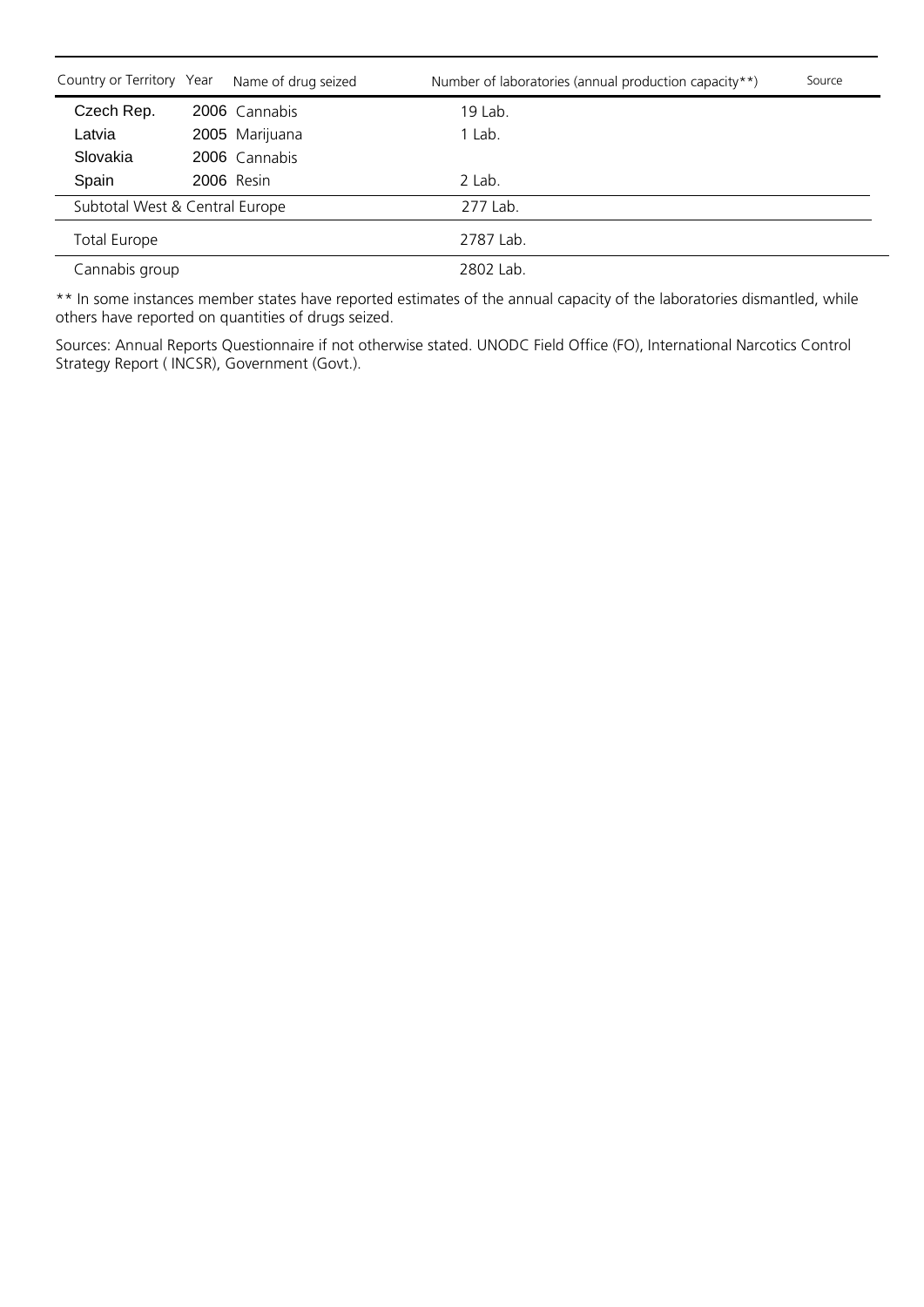| Country or Territory | Year | Name of drug seized | Number of laboratories (annual production capacity**) | Source |
|---|---|---|---|---|
| Czech Rep. | 2006 | Cannabis | 19 Lab. | |
| Latvia | 2005 | Marijuana | 1 Lab. | |
| Slovakia | 2006 | Cannabis | | |
| Spain | 2006 | Resin | 2 Lab. | |
| Subtotal West & Central Europe | | | 277 Lab. | |
| Total Europe | | | 2787 Lab. | |
| Cannabis group | | | 2802 Lab. | |

** In some instances member states have reported estimates of the annual capacity of the laboratories dismantled, while others have reported on quantities of drugs seized.

Sources: Annual Reports Questionnaire if not otherwise stated. UNODC Field Office (FO), International Narcotics Control Strategy Report ( INCSR), Government (Govt.).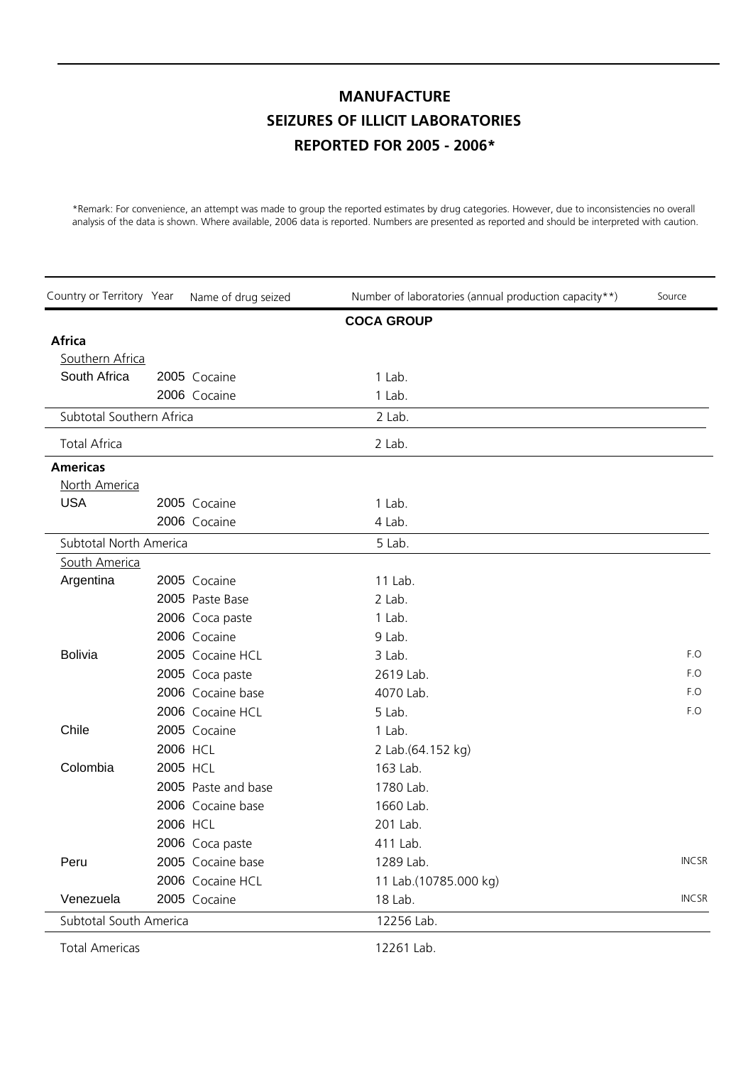# MANUFACTURE
# SEIZURES OF ILLICIT LABORATORIES
# REPORTED FOR 2005 - 2006*

*Remark: For convenience, an attempt was made to group the reported estimates by drug categories. However, due to inconsistencies no overall analysis of the data is shown. Where available, 2006 data is reported. Numbers are presented as reported and should be interpreted with caution.

| Country or Territory | Year | Name of drug seized | Number of laboratories (annual production capacity**) | Source |
|---|---|---|---|---|
| | | | **COCA GROUP** | |
| **Africa** | | | | |
| Southern Africa | | | | |
| South Africa | 2005 | Cocaine | 1 Lab. | |
| | 2006 | Cocaine | 1 Lab. | |
| Subtotal Southern Africa | | | 2 Lab. | |
| Total Africa | | | 2 Lab. | |
| **Americas** | | | | |
| North America | | | | |
| USA | 2005 | Cocaine | 1 Lab. | |
| | 2006 | Cocaine | 4 Lab. | |
| Subtotal North America | | | 5 Lab. | |
| South America | | | | |
| Argentina | 2005 | Cocaine | 11 Lab. | |
| | 2005 | Paste Base | 2 Lab. | |
| | 2006 | Coca paste | 1 Lab. | |
| | 2006 | Cocaine | 9 Lab. | |
| Bolivia | 2005 | Cocaine HCL | 3 Lab. | F.O |
| | 2005 | Coca paste | 2619 Lab. | F.O |
| | 2006 | Cocaine base | 4070 Lab. | F.O |
| | 2006 | Cocaine HCL | 5 Lab. | F.O |
| Chile | 2005 | Cocaine | 1 Lab. | |
| | 2006 | HCL | 2 Lab.(64.152 kg) | |
| Colombia | 2005 | HCL | 163 Lab. | |
| | 2005 | Paste and base | 1780 Lab. | |
| | 2006 | Cocaine base | 1660 Lab. | |
| | 2006 | HCL | 201 Lab. | |
| | 2006 | Coca paste | 411 Lab. | |
| Peru | 2005 | Cocaine base | 1289 Lab. | INCSR |
| | 2006 | Cocaine HCL | 11 Lab.(10785.000 kg) | |
| Venezuela | 2005 | Cocaine | 18 Lab. | INCSR |
| Subtotal South America | | | 12256 Lab. | |
| Total Americas | | | 12261 Lab. | |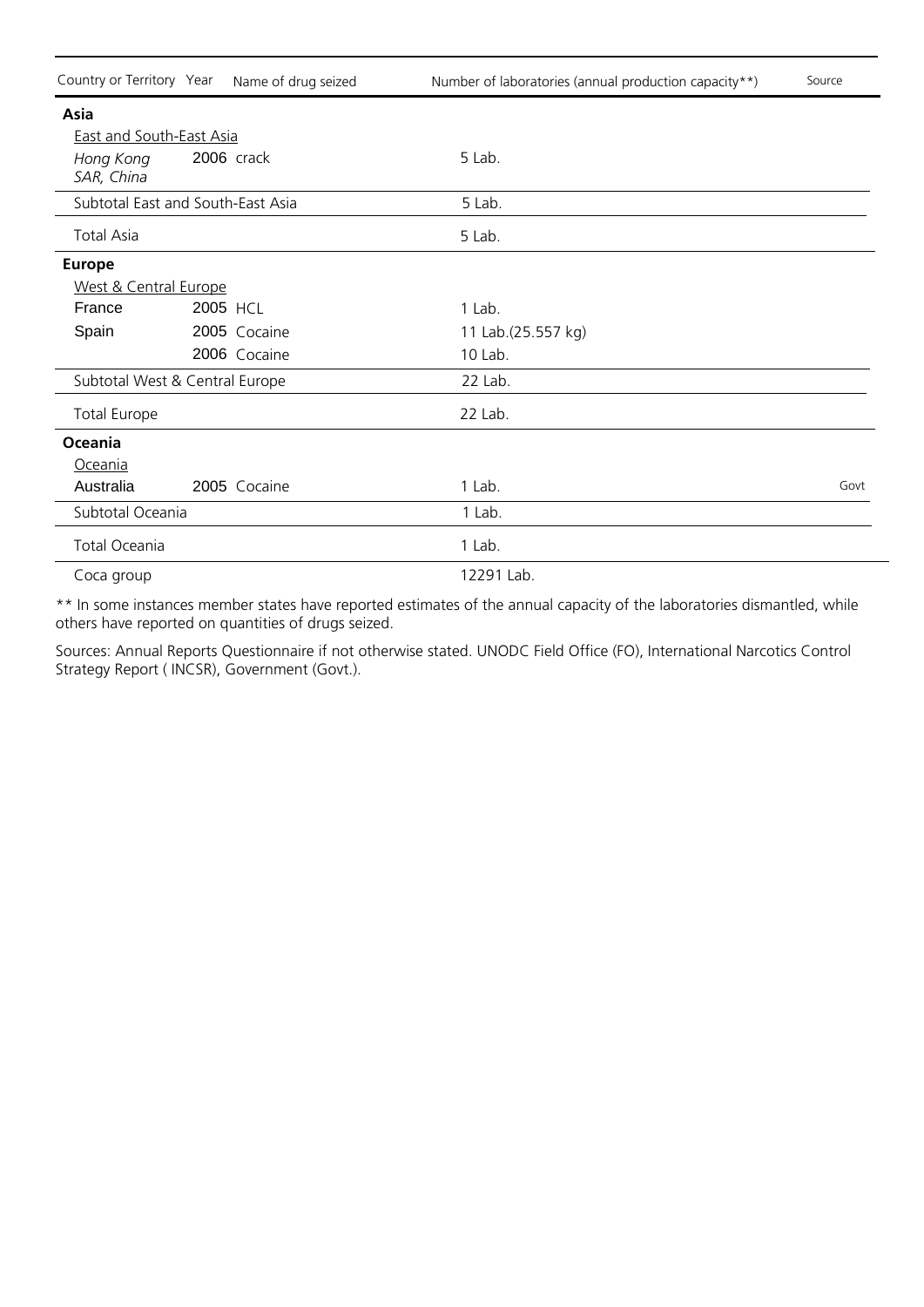| Country or Territory | Year | Name of drug seized | Number of laboratories (annual production capacity**) | Source |
| --- | --- | --- | --- | --- |
| **Asia** | | | | |
| East and South-East Asia | | | | |
| *Hong Kong SAR, China* | 2006 | crack | 5 Lab. | |
| Subtotal East and South-East Asia | | | 5 Lab. | |
| Total Asia | | | 5 Lab. | |
| **Europe** | | | | |
| West & Central Europe | | | | |
| France | 2005 | HCL | 1 Lab. | |
| Spain | 2005 | Cocaine | 11 Lab.(25.557 kg) | |
| | 2006 | Cocaine | 10 Lab. | |
| Subtotal West & Central Europe | | | 22 Lab. | |
| Total Europe | | | 22 Lab. | |
| **Oceania** | | | | |
| Oceania | | | | |
| Australia | 2005 | Cocaine | 1 Lab. | Govt |
| Subtotal Oceania | | | 1 Lab. | |
| Total Oceania | | | 1 Lab. | |
| Coca group | | | 12291 Lab. | |

** In some instances member states have reported estimates of the annual capacity of the laboratories dismantled, while others have reported on quantities of drugs seized.

Sources: Annual Reports Questionnaire if not otherwise stated. UNODC Field Office (FO), International Narcotics Control Strategy Report ( INCSR), Government (Govt.).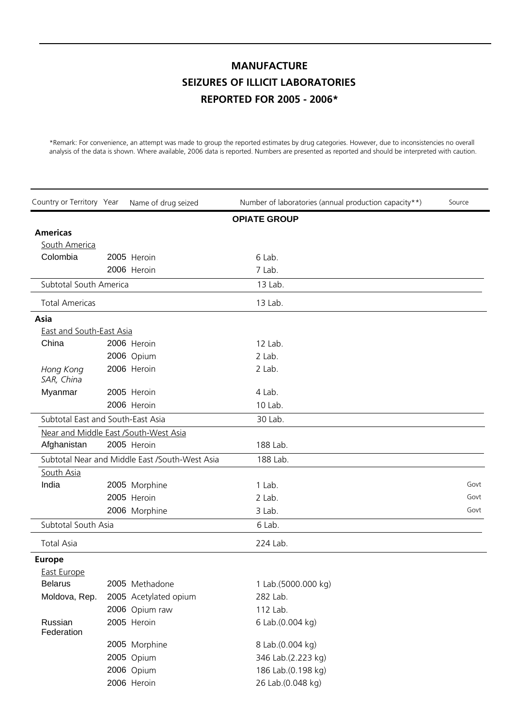# MANUFACTURE
# SEIZURES OF ILLICIT LABORATORIES
# REPORTED FOR 2005 - 2006*

*Remark: For convenience, an attempt was made to group the reported estimates by drug categories. However, due to inconsistencies no overall analysis of the data is shown. Where available, 2006 data is reported. Numbers are presented as reported and should be interpreted with caution.

| Country or Territory | Year | Name of drug seized | Number of laboratories (annual production capacity**) | Source |
|---|---|---|---|---|
| | | **OPIATE GROUP** | | |
| **Americas** | | | | |
| South America | | | | |
| Colombia | 2005 | Heroin | 6 Lab. | |
| | 2006 | Heroin | 7 Lab. | |
| Subtotal South America | | | 13 Lab. | |
| Total Americas | | | 13 Lab. | |
| **Asia** | | | | |
| East and South-East Asia | | | | |
| China | 2006 | Heroin | 12 Lab. | |
| | 2006 | Opium | 2 Lab. | |
| *Hong Kong SAR, China* | 2006 | Heroin | 2 Lab. | |
| Myanmar | 2005 | Heroin | 4 Lab. | |
| | 2006 | Heroin | 10 Lab. | |
| Subtotal East and South-East Asia | | | 30 Lab. | |
| Near and Middle East /South-West Asia | | | | |
| Afghanistan | 2005 | Heroin | 188 Lab. | |
| Subtotal Near and Middle East /South-West Asia | | | 188 Lab. | |
| South Asia | | | | |
| India | 2005 | Morphine | 1 Lab. | Govt |
| | 2005 | Heroin | 2 Lab. | Govt |
| | 2006 | Morphine | 3 Lab. | Govt |
| Subtotal South Asia | | | 6 Lab. | |
| Total Asia | | | 224 Lab. | |
| **Europe** | | | | |
| East Europe | | | | |
| Belarus | 2005 | Methadone | 1 Lab.(5000.000 kg) | |
| Moldova, Rep. | 2005 | Acetylated opium | 282 Lab. | |
| | 2006 | Opium raw | 112 Lab. | |
| Russian Federation | 2005 | Heroin | 6 Lab.(0.004 kg) | |
| | 2005 | Morphine | 8 Lab.(0.004 kg) | |
| | 2005 | Opium | 346 Lab.(2.223 kg) | |
| | 2006 | Opium | 186 Lab.(0.198 kg) | |
| | 2006 | Heroin | 26 Lab.(0.048 kg) | |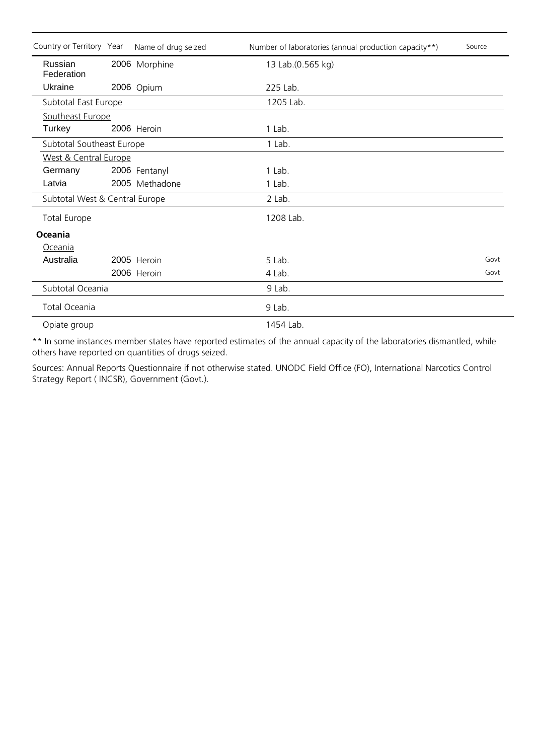| Country or Territory | Year | Name of drug seized | Number of laboratories (annual production capacity**) | Source |
| --- | --- | --- | --- | --- |
| Russian Federation | 2006 | Morphine | 13 Lab.(0.565 kg) | |
| Ukraine | 2006 | Opium | 225 Lab. | |
| Subtotal East Europe | | | 1205 Lab. | |
| Southeast Europe | | | | |
| Turkey | 2006 | Heroin | 1 Lab. | |
| Subtotal Southeast Europe | | | 1 Lab. | |
| West & Central Europe | | | | |
| Germany | 2006 | Fentanyl | 1 Lab. | |
| Latvia | 2005 | Methadone | 1 Lab. | |
| Subtotal West & Central Europe | | | 2 Lab. | |
| Total Europe | | | 1208 Lab. | |
| **Oceania** | | | | |
| Oceania | | | | |
| Australia | 2005 | Heroin | 5 Lab. | Govt |
| | 2006 | Heroin | 4 Lab. | Govt |
| Subtotal Oceania | | | 9 Lab. | |
| Total Oceania | | | 9 Lab. | |
| Opiate group | | | 1454 Lab. | |

** In some instances member states have reported estimates of the annual capacity of the laboratories dismantled, while others have reported on quantities of drugs seized.

Sources: Annual Reports Questionnaire if not otherwise stated. UNODC Field Office (FO), International Narcotics Control Strategy Report ( INCSR), Government (Govt.).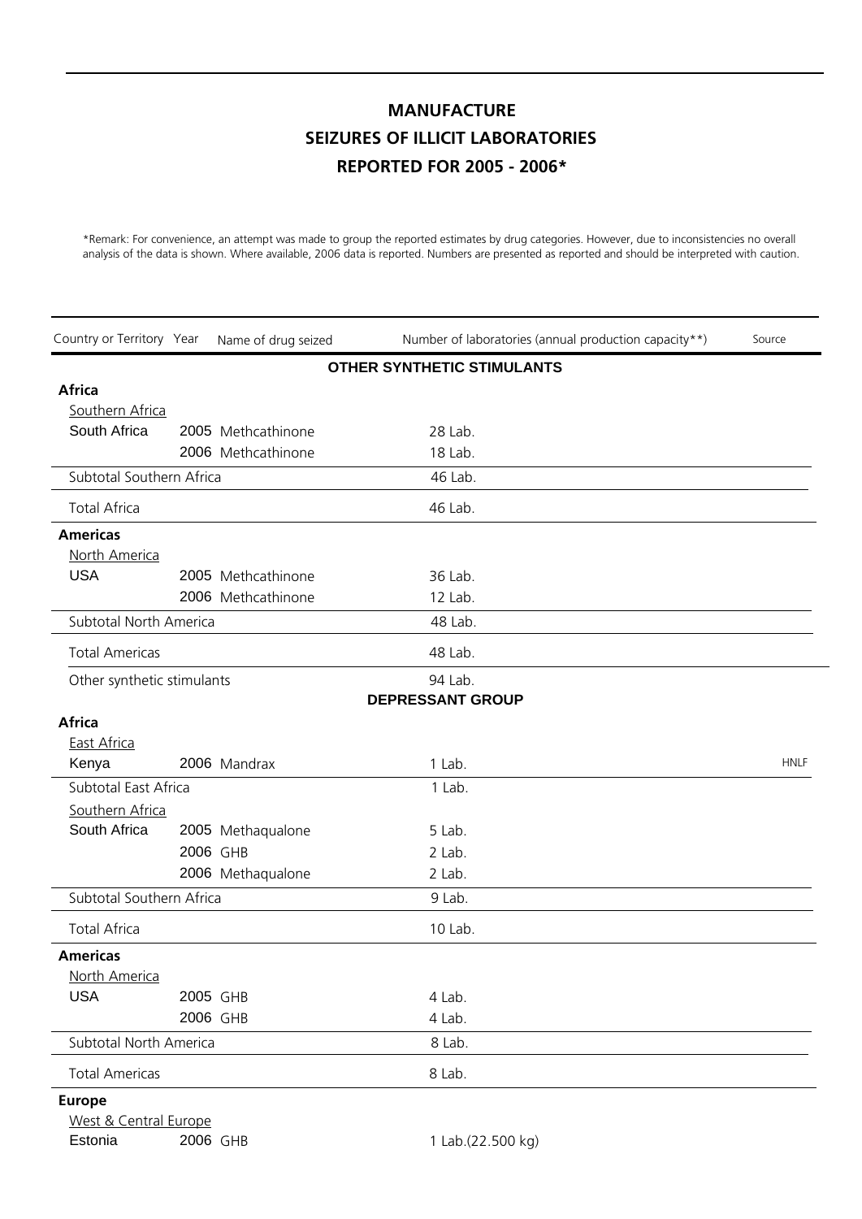# MANUFACTURE
## SEIZURES OF ILLICIT LABORATORIES
## REPORTED FOR 2005 - 2006*

*Remark: For convenience, an attempt was made to group the reported estimates by drug categories. However, due to inconsistencies no overall analysis of the data is shown. Where available, 2006 data is reported. Numbers are presented as reported and should be interpreted with caution.

| Country or Territory | Year | Name of drug seized | Number of laboratories (annual production capacity**) | Source |
|---|---|---|---|---|
| | | **OTHER SYNTHETIC STIMULANTS** | | |
| **Africa** | | | | |
| Southern Africa | | | | |
| South Africa | 2005 | Methcathinone | 28 Lab. | |
| | 2006 | Methcathinone | 18 Lab. | |
| Subtotal Southern Africa | | | 46 Lab. | |
| Total Africa | | | 46 Lab. | |
| **Americas** | | | | |
| North America | | | | |
| USA | 2005 | Methcathinone | 36 Lab. | |
| | 2006 | Methcathinone | 12 Lab. | |
| Subtotal North America | | | 48 Lab. | |
| Total Americas | | | 48 Lab. | |
| Other synthetic stimulants | | | 94 Lab. | |
| | | **DEPRESSANT GROUP** | | |
| **Africa** | | | | |
| East Africa | | | | |
| Kenya | 2006 | Mandrax | 1 Lab. | HNLF |
| Subtotal East Africa | | | 1 Lab. | |
| Southern Africa | | | | |
| South Africa | 2005 | Methaqualone | 5 Lab. | |
| | 2006 | GHB | 2 Lab. | |
| | 2006 | Methaqualone | 2 Lab. | |
| Subtotal Southern Africa | | | 9 Lab. | |
| Total Africa | | | 10 Lab. | |
| **Americas** | | | | |
| North America | | | | |
| USA | 2005 | GHB | 4 Lab. | |
| | 2006 | GHB | 4 Lab. | |
| Subtotal North America | | | 8 Lab. | |
| Total Americas | | | 8 Lab. | |
| **Europe** | | | | |
| West & Central Europe | | | | |
| Estonia | 2006 | GHB | 1 Lab.(22.500 kg) | |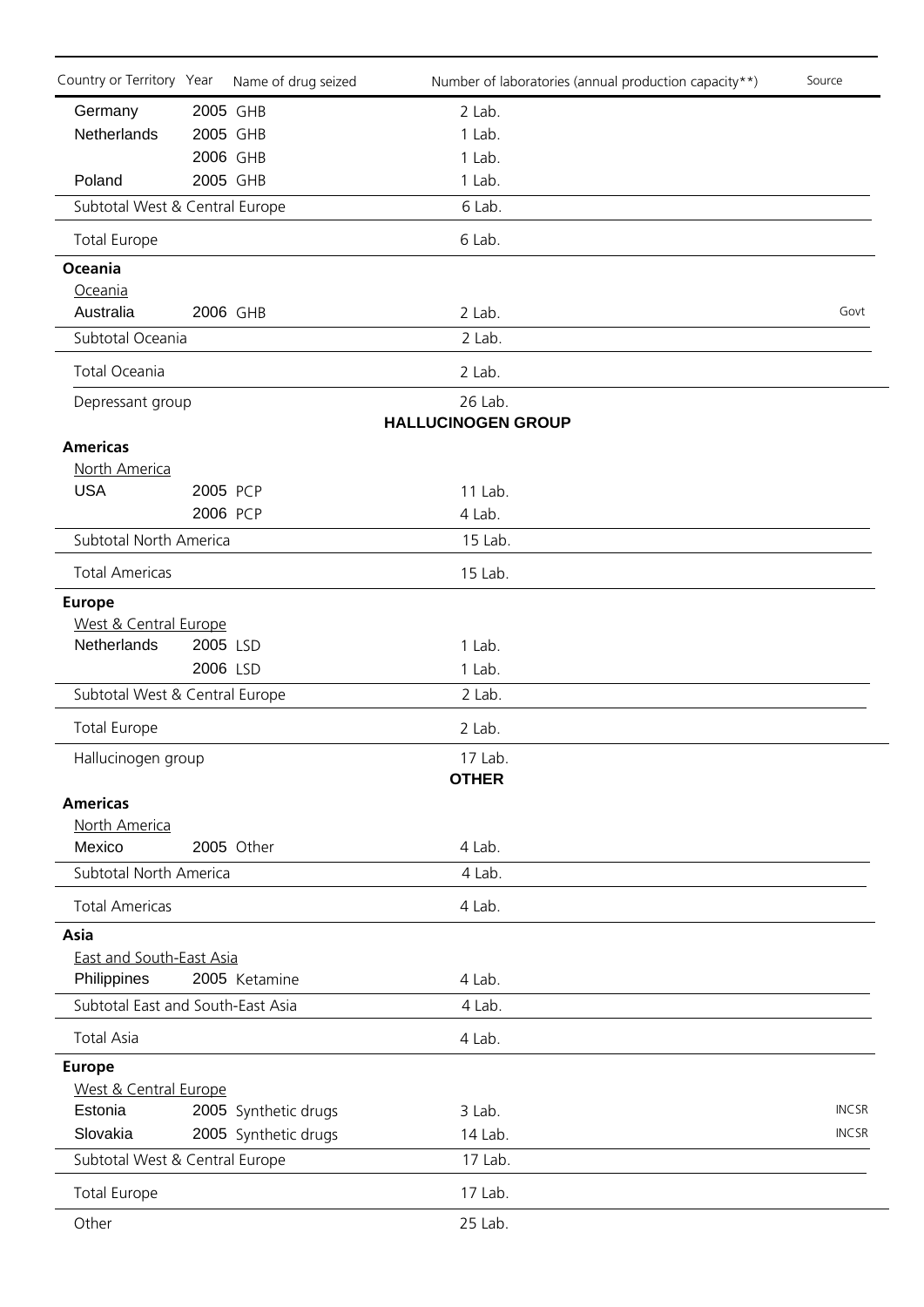| Country or Territory | Year | Name of drug seized | Number of laboratories (annual production capacity**) | Source |
|---|---|---|---|---|
| Germany | 2005 | GHB | 2 Lab. | |
| Netherlands | 2005 | GHB | 1 Lab. | |
| | 2006 | GHB | 1 Lab. | |
| Poland | 2005 | GHB | 1 Lab. | |
| Subtotal West & Central Europe | | | 6 Lab. | |
| Total Europe | | | 6 Lab. | |
| **Oceania** | | | | |
| Oceania | | | | |
| Australia | 2006 | GHB | 2 Lab. | Govt |
| Subtotal Oceania | | | 2 Lab. | |
| Total Oceania | | | 2 Lab. | |
| Depressant group | | | 26 Lab. | |
| | | | **HALLUCINOGEN GROUP** | |
| **Americas** | | | | |
| North America | | | | |
| USA | 2005 | PCP | 11 Lab. | |
| | 2006 | PCP | 4 Lab. | |
| Subtotal North America | | | 15 Lab. | |
| Total Americas | | | 15 Lab. | |
| **Europe** | | | | |
| West & Central Europe | | | | |
| Netherlands | 2005 | LSD | 1 Lab. | |
| | 2006 | LSD | 1 Lab. | |
| Subtotal West & Central Europe | | | 2 Lab. | |
| Total Europe | | | 2 Lab. | |
| Hallucinogen group | | | 17 Lab. | |
| | | | **OTHER** | |
| **Americas** | | | | |
| North America | | | | |
| Mexico | 2005 | Other | 4 Lab. | |
| Subtotal North America | | | 4 Lab. | |
| Total Americas | | | 4 Lab. | |
| **Asia** | | | | |
| East and South-East Asia | | | | |
| Philippines | 2005 | Ketamine | 4 Lab. | |
| Subtotal East and South-East Asia | | | 4 Lab. | |
| Total Asia | | | 4 Lab. | |
| **Europe** | | | | |
| West & Central Europe | | | | |
| Estonia | 2005 | Synthetic drugs | 3 Lab. | INCSR |
| Slovakia | 2005 | Synthetic drugs | 14 Lab. | INCSR |
| Subtotal West & Central Europe | | | 17 Lab. | |
| Total Europe | | | 17 Lab. | |
| Other | | | 25 Lab. | |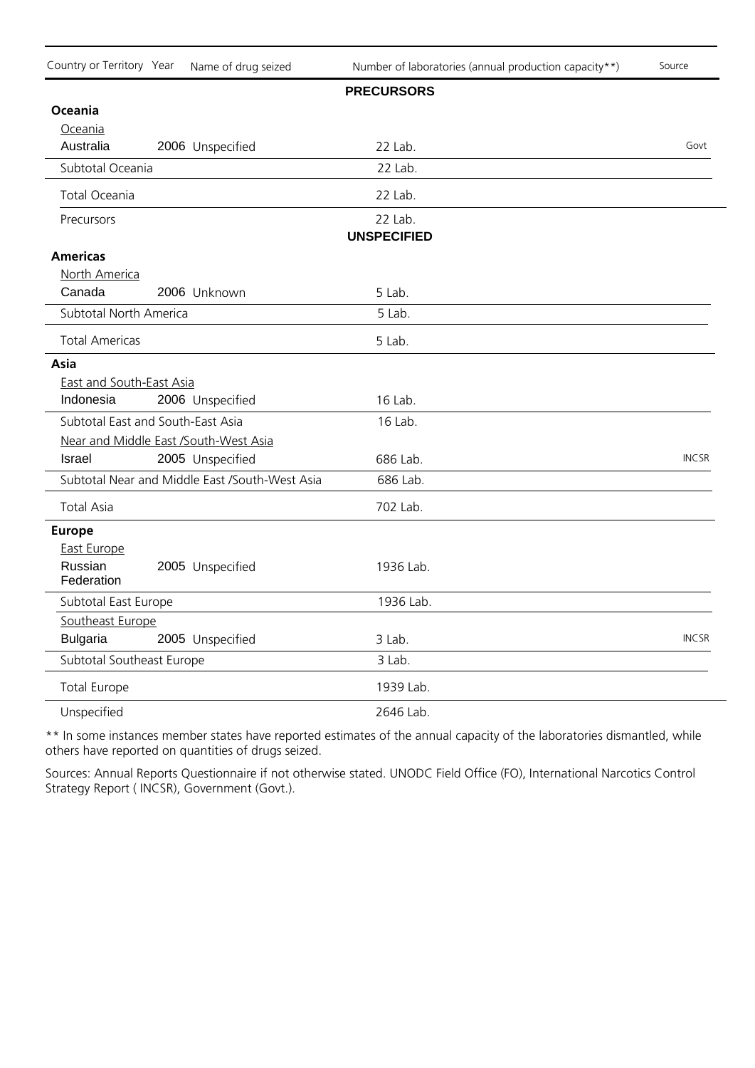| Country or Territory | Year | Name of drug seized | Number of laboratories (annual production capacity**) | Source |
|---|---|---|---|---|
| | | | **PRECURSORS** | |
| **Oceania** | | | | |
| Oceania | | | | |
| Australia | 2006 | Unspecified | 22 Lab. | Govt |
| Subtotal Oceania | | | 22 Lab. | |
| Total Oceania | | | 22 Lab. | |
| Precursors | | | 22 Lab. | |
| | | | **UNSPECIFIED** | |
| **Americas** | | | | |
| North America | | | | |
| Canada | 2006 | Unknown | 5 Lab. | |
| Subtotal North America | | | 5 Lab. | |
| Total Americas | | | 5 Lab. | |
| **Asia** | | | | |
| East and South-East Asia | | | | |
| Indonesia | 2006 | Unspecified | 16 Lab. | |
| Subtotal East and South-East Asia | | | 16 Lab. | |
| Near and Middle East /South-West Asia | | | | |
| Israel | 2005 | Unspecified | 686 Lab. | INCSR |
| Subtotal Near and Middle East /South-West Asia | | | 686 Lab. | |
| Total Asia | | | 702 Lab. | |
| **Europe** | | | | |
| East Europe | | | | |
| Russian Federation | 2005 | Unspecified | 1936 Lab. | |
| Subtotal East Europe | | | 1936 Lab. | |
| Southeast Europe | | | | |
| Bulgaria | 2005 | Unspecified | 3 Lab. | INCSR |
| Subtotal Southeast Europe | | | 3 Lab. | |
| Total Europe | | | 1939 Lab. | |
| Unspecified | | | 2646 Lab. | |

** In some instances member states have reported estimates of the annual capacity of the laboratories dismantled, while others have reported on quantities of drugs seized.

Sources: Annual Reports Questionnaire if not otherwise stated. UNODC Field Office (FO), International Narcotics Control Strategy Report ( INCSR), Government (Govt.).